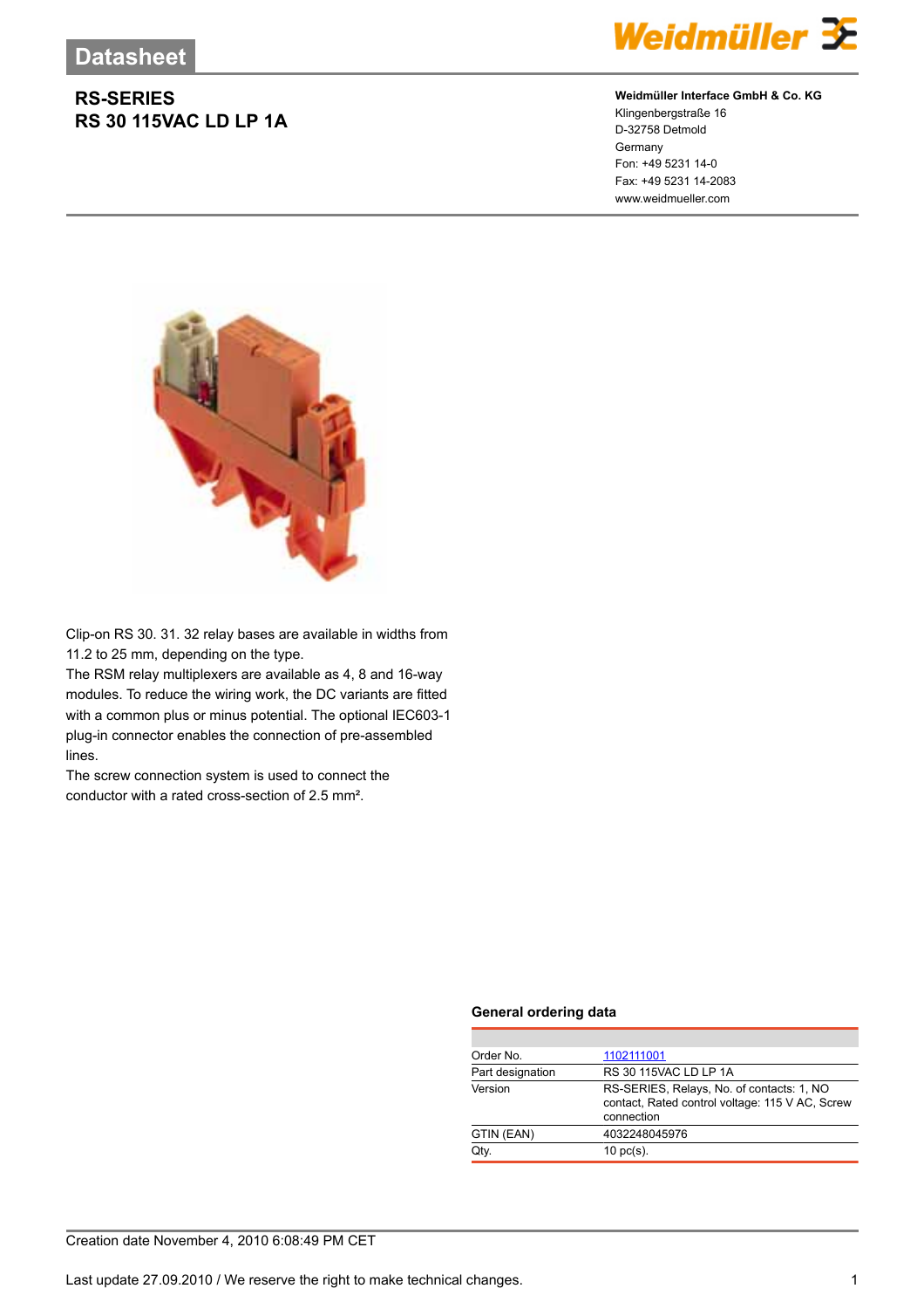Datasheet

# RS-SERIES
# RS 30 115VAC LD LP 1A

**Weidmüller Interface GmbH & Co. KG**
Klingenbergstraße 16
D-32758 Detmold
Germany
Fon: +49 5231 14-0
Fax: +49 5231 14-2083
www.weidmueller.com

Clip-on RS 30. 31. 32 relay bases are available in widths from 11.2 to 25 mm, depending on the type.
The RSM relay multiplexers are available as 4, 8 and 16-way modules. To reduce the wiring work, the DC variants are fitted with a common plus or minus potential. The optional IEC603-1 plug-in connector enables the connection of pre-assembled lines.
The screw connection system is used to connect the conductor with a rated cross-section of 2.5 mm².

### General ordering data

| | |
|---|---|
| Order No. | 1102111001 |
| Part designation | RS 30 115VAC LD LP 1A |
| Version | RS-SERIES, Relays, No. of contacts: 1, NO contact, Rated control voltage: 115 V AC, Screw connection |
| GTIN (EAN) | 4032248045976 |
| Qty. | 10 pc(s). |

Creation date November 4, 2010 6:08:49 PM CET

Last update 27.09.2010 / We reserve the right to make technical changes.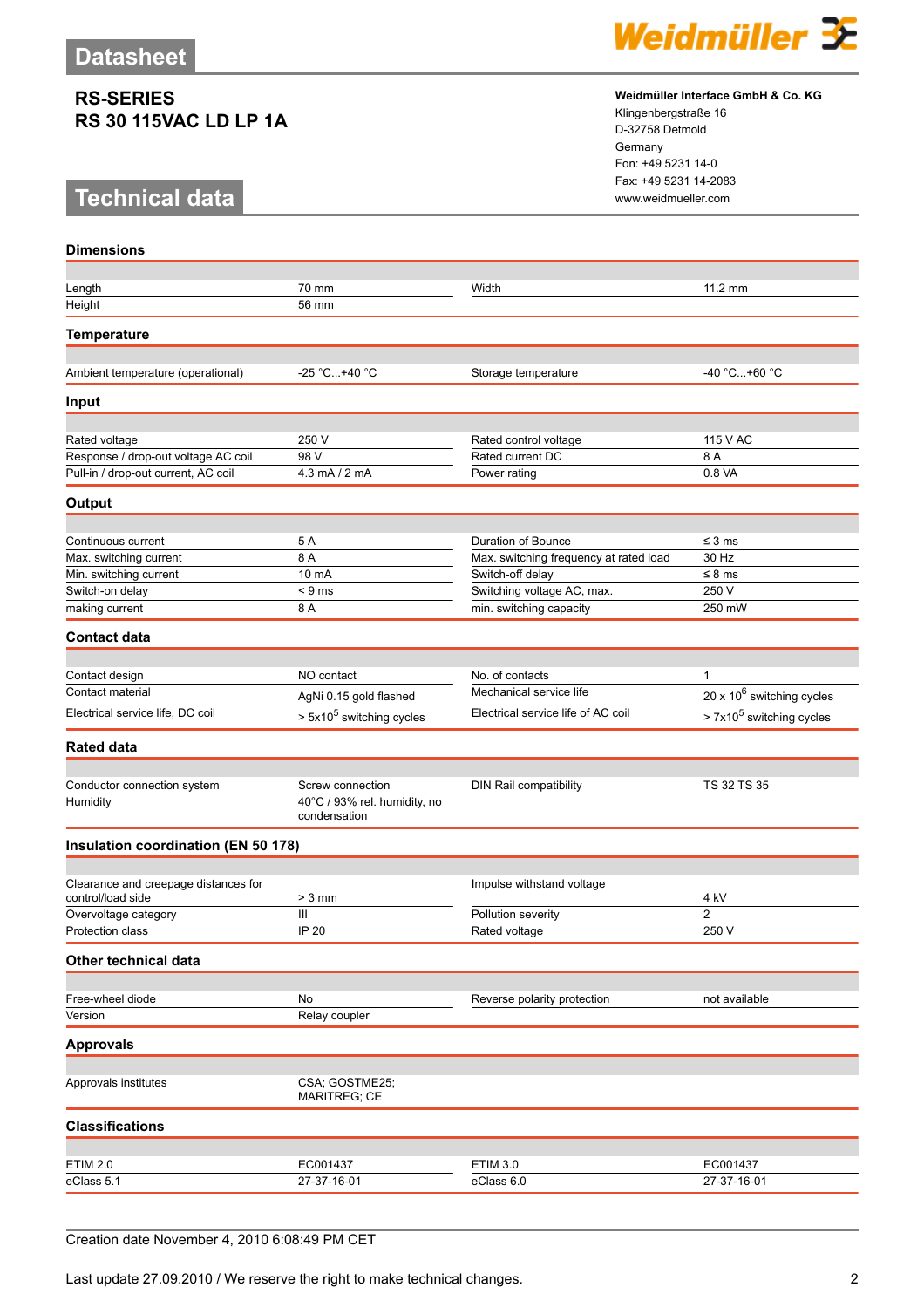# Datasheet

## RS-SERIES
## RS 30 115VAC LD LP 1A

**Weidmüller Interface GmbH & Co. KG**
Klingenbergstraße 16
D-32758 Detmold
Germany
Fon: +49 5231 14-0
Fax: +49 5231 14-2083
www.weidmueller.com

# Technical data

### Dimensions

| | | | |
|---|---|---|---|
| Length | 70 mm | Width | 11.2 mm |
| Height | 56 mm | | |

### Temperature

| | | | |
|---|---|---|---|
| Ambient temperature (operational) | -25 °C...+40 °C | Storage temperature | -40 °C...+60 °C |

### Input

| | | | |
|---|---|---|---|
| Rated voltage | 250 V | Rated control voltage | 115 V AC |
| Response / drop-out voltage AC coil | 98 V | Rated current DC | 8 A |
| Pull-in / drop-out current, AC coil | 4.3 mA / 2 mA | Power rating | 0.8 VA |

### Output

| | | | |
|---|---|---|---|
| Continuous current | 5 A | Duration of Bounce | ≤ 3 ms |
| Max. switching current | 8 A | Max. switching frequency at rated load | 30 Hz |
| Min. switching current | 10 mA | Switch-off delay | ≤ 8 ms |
| Switch-on delay | < 9 ms | Switching voltage AC, max. | 250 V |
| making current | 8 A | min. switching capacity | 250 mW |

### Contact data

| | | | |
|---|---|---|---|
| Contact design | NO contact | No. of contacts | 1 |
| Contact material | AgNi 0.15 gold flashed | Mechanical service life | 20 x $10^6$ switching cycles |
| Electrical service life, DC coil | > $5x10^5$ switching cycles | Electrical service life of AC coil | > $7x10^5$ switching cycles |

### Rated data

| | | | |
|---|---|---|---|
| Conductor connection system | Screw connection | DIN Rail compatibility | TS 32 TS 35 |
| Humidity | 40°C / 93% rel. humidity, no condensation | | |

### Insulation coordination (EN 50 178)

| | | | |
|---|---|---|---|
| Clearance and creepage distances for control/load side | > 3 mm | Impulse withstand voltage | 4 kV |
| Overvoltage category | III | Pollution severity | 2 |
| Protection class | IP 20 | Rated voltage | 250 V |

### Other technical data

| | | | |
|---|---|---|---|
| Free-wheel diode | No | Reverse polarity protection | not available |
| Version | Relay coupler | | |

### Approvals

| | |
|---|---|
| Approvals institutes | CSA; GOSTME25; MARITREG; CE |

### Classifications

| | | | |
|---|---|---|---|
| ETIM 2.0 | EC001437 | ETIM 3.0 | EC001437 |
| eClass 5.1 | 27-37-16-01 | eClass 6.0 | 27-37-16-01 |

Creation date November 4, 2010 6:08:49 PM CET

Last update 27.09.2010 / We reserve the right to make technical changes.